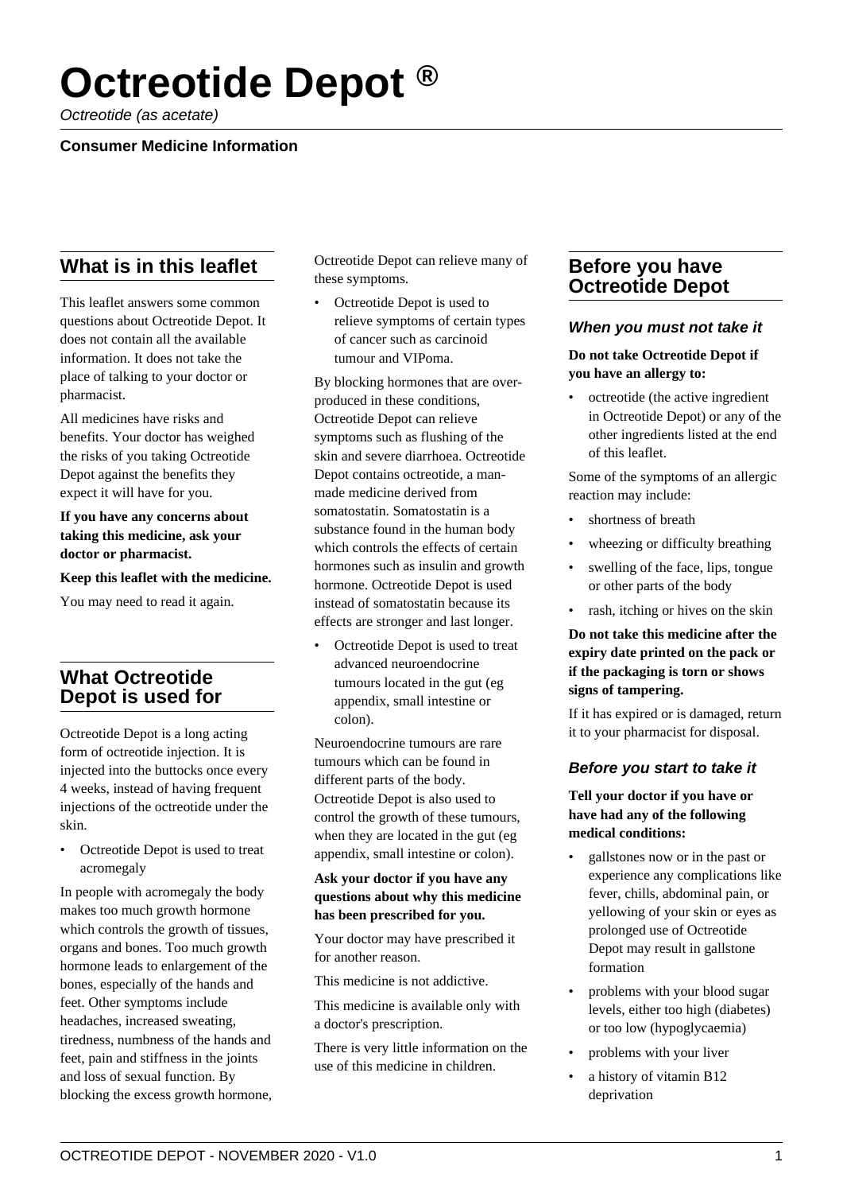# Octreotide Depot ®

*Octreotide (as acetate)*

**Consumer Medicine Information**

## What is in this leaflet

This leaflet answers some common questions about Octreotide Depot. It does not contain all the available information. It does not take the place of talking to your doctor or pharmacist.

All medicines have risks and benefits. Your doctor has weighed the risks of you taking Octreotide Depot against the benefits they expect it will have for you.

**If you have any concerns about taking this medicine, ask your doctor or pharmacist.**

**Keep this leaflet with the medicine.**

You may need to read it again.

## What Octreotide Depot is used for

Octreotide Depot is a long acting form of octreotide injection. It is injected into the buttocks once every 4 weeks, instead of having frequent injections of the octreotide under the skin.

- Octreotide Depot is used to treat acromegaly

In people with acromegaly the body makes too much growth hormone which controls the growth of tissues, organs and bones. Too much growth hormone leads to enlargement of the bones, especially of the hands and feet. Other symptoms include headaches, increased sweating, tiredness, numbness of the hands and feet, pain and stiffness in the joints and loss of sexual function. By blocking the excess growth hormone, Octreotide Depot can relieve many of these symptoms.

- Octreotide Depot is used to relieve symptoms of certain types of cancer such as carcinoid tumour and VIPoma.

By blocking hormones that are over-produced in these conditions, Octreotide Depot can relieve symptoms such as flushing of the skin and severe diarrhoea. Octreotide Depot contains octreotide, a man-made medicine derived from somatostatin. Somatostatin is a substance found in the human body which controls the effects of certain hormones such as insulin and growth hormone. Octreotide Depot is used instead of somatostatin because its effects are stronger and last longer.

- Octreotide Depot is used to treat advanced neuroendocrine tumours located in the gut (eg appendix, small intestine or colon).

Neuroendocrine tumours are rare tumours which can be found in different parts of the body. Octreotide Depot is also used to control the growth of these tumours, when they are located in the gut (eg appendix, small intestine or colon).

**Ask your doctor if you have any questions about why this medicine has been prescribed for you.**

Your doctor may have prescribed it for another reason.

This medicine is not addictive.

This medicine is available only with a doctor's prescription.

There is very little information on the use of this medicine in children.

## Before you have Octreotide Depot

### *When you must not take it*

**Do not take Octreotide Depot if you have an allergy to:**

- octreotide (the active ingredient in Octreotide Depot) or any of the other ingredients listed at the end of this leaflet.

Some of the symptoms of an allergic reaction may include:

- shortness of breath
- wheezing or difficulty breathing
- swelling of the face, lips, tongue or other parts of the body
- rash, itching or hives on the skin

**Do not take this medicine after the expiry date printed on the pack or if the packaging is torn or shows signs of tampering.**

If it has expired or is damaged, return it to your pharmacist for disposal.

### *Before you start to take it*

**Tell your doctor if you have or have had any of the following medical conditions:**

- gallstones now or in the past or experience any complications like fever, chills, abdominal pain, or yellowing of your skin or eyes as prolonged use of Octreotide Depot may result in gallstone formation
- problems with your blood sugar levels, either too high (diabetes) or too low (hypoglycaemia)
- problems with your liver
- a history of vitamin B12 deprivation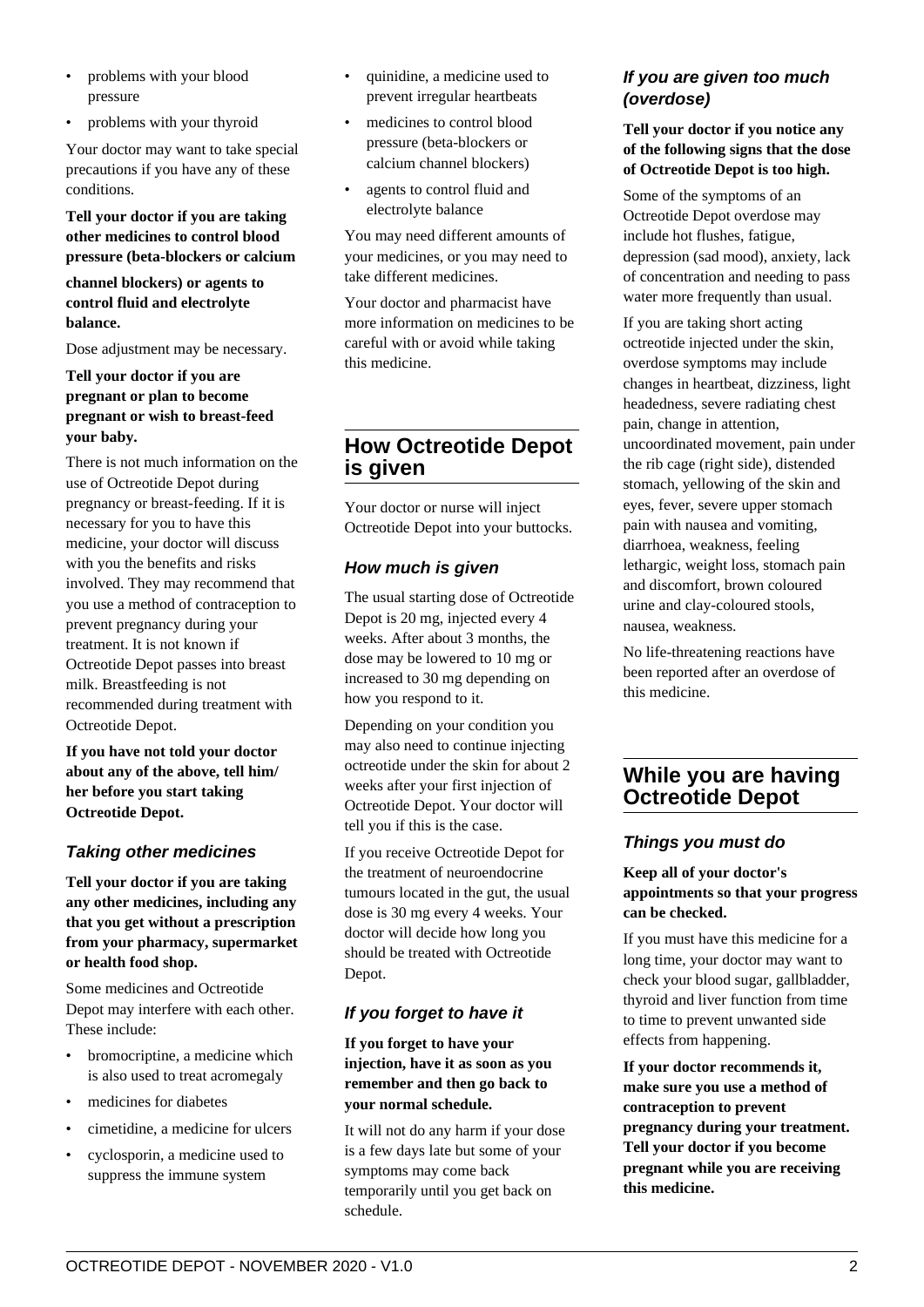- problems with your blood pressure
- problems with your thyroid

Your doctor may want to take special precautions if you have any of these conditions.

**Tell your doctor if you are taking other medicines to control blood pressure (beta-blockers or calcium channel blockers) or agents to control fluid and electrolyte balance.**

Dose adjustment may be necessary.

**Tell your doctor if you are pregnant or plan to become pregnant or wish to breast-feed your baby.**

There is not much information on the use of Octreotide Depot during pregnancy or breast-feeding. If it is necessary for you to have this medicine, your doctor will discuss with you the benefits and risks involved. They may recommend that you use a method of contraception to prevent pregnancy during your treatment. It is not known if Octreotide Depot passes into breast milk. Breastfeeding is not recommended during treatment with Octreotide Depot.

**If you have not told your doctor about any of the above, tell him/ her before you start taking Octreotide Depot.**

### *Taking other medicines*

**Tell your doctor if you are taking any other medicines, including any that you get without a prescription from your pharmacy, supermarket or health food shop.**

Some medicines and Octreotide Depot may interfere with each other. These include:

- bromocriptine, a medicine which is also used to treat acromegaly
- medicines for diabetes
- cimetidine, a medicine for ulcers
- cyclosporin, a medicine used to suppress the immune system
- quinidine, a medicine used to prevent irregular heartbeats
- medicines to control blood pressure (beta-blockers or calcium channel blockers)
- agents to control fluid and electrolyte balance

You may need different amounts of your medicines, or you may need to take different medicines.

Your doctor and pharmacist have more information on medicines to be careful with or avoid while taking this medicine.

## How Octreotide Depot is given

Your doctor or nurse will inject Octreotide Depot into your buttocks.

### *How much is given*

The usual starting dose of Octreotide Depot is 20 mg, injected every 4 weeks. After about 3 months, the dose may be lowered to 10 mg or increased to 30 mg depending on how you respond to it.

Depending on your condition you may also need to continue injecting octreotide under the skin for about 2 weeks after your first injection of Octreotide Depot. Your doctor will tell you if this is the case.

If you receive Octreotide Depot for the treatment of neuroendocrine tumours located in the gut, the usual dose is 30 mg every 4 weeks. Your doctor will decide how long you should be treated with Octreotide Depot.

### *If you forget to have it*

**If you forget to have your injection, have it as soon as you remember and then go back to your normal schedule.**

It will not do any harm if your dose is a few days late but some of your symptoms may come back temporarily until you get back on schedule.

### *If you are given too much (overdose)*

**Tell your doctor if you notice any of the following signs that the dose of Octreotide Depot is too high.**

Some of the symptoms of an Octreotide Depot overdose may include hot flushes, fatigue, depression (sad mood), anxiety, lack of concentration and needing to pass water more frequently than usual.

If you are taking short acting octreotide injected under the skin, overdose symptoms may include changes in heartbeat, dizziness, light headedness, severe radiating chest pain, change in attention, uncoordinated movement, pain under the rib cage (right side), distended stomach, yellowing of the skin and eyes, fever, severe upper stomach pain with nausea and vomiting, diarrhoea, weakness, feeling lethargic, weight loss, stomach pain and discomfort, brown coloured urine and clay-coloured stools, nausea, weakness.

No life-threatening reactions have been reported after an overdose of this medicine.

## While you are having Octreotide Depot

### *Things you must do*

**Keep all of your doctor's appointments so that your progress can be checked.**

If you must have this medicine for a long time, your doctor may want to check your blood sugar, gallbladder, thyroid and liver function from time to time to prevent unwanted side effects from happening.

**If your doctor recommends it, make sure you use a method of contraception to prevent pregnancy during your treatment. Tell your doctor if you become pregnant while you are receiving this medicine.**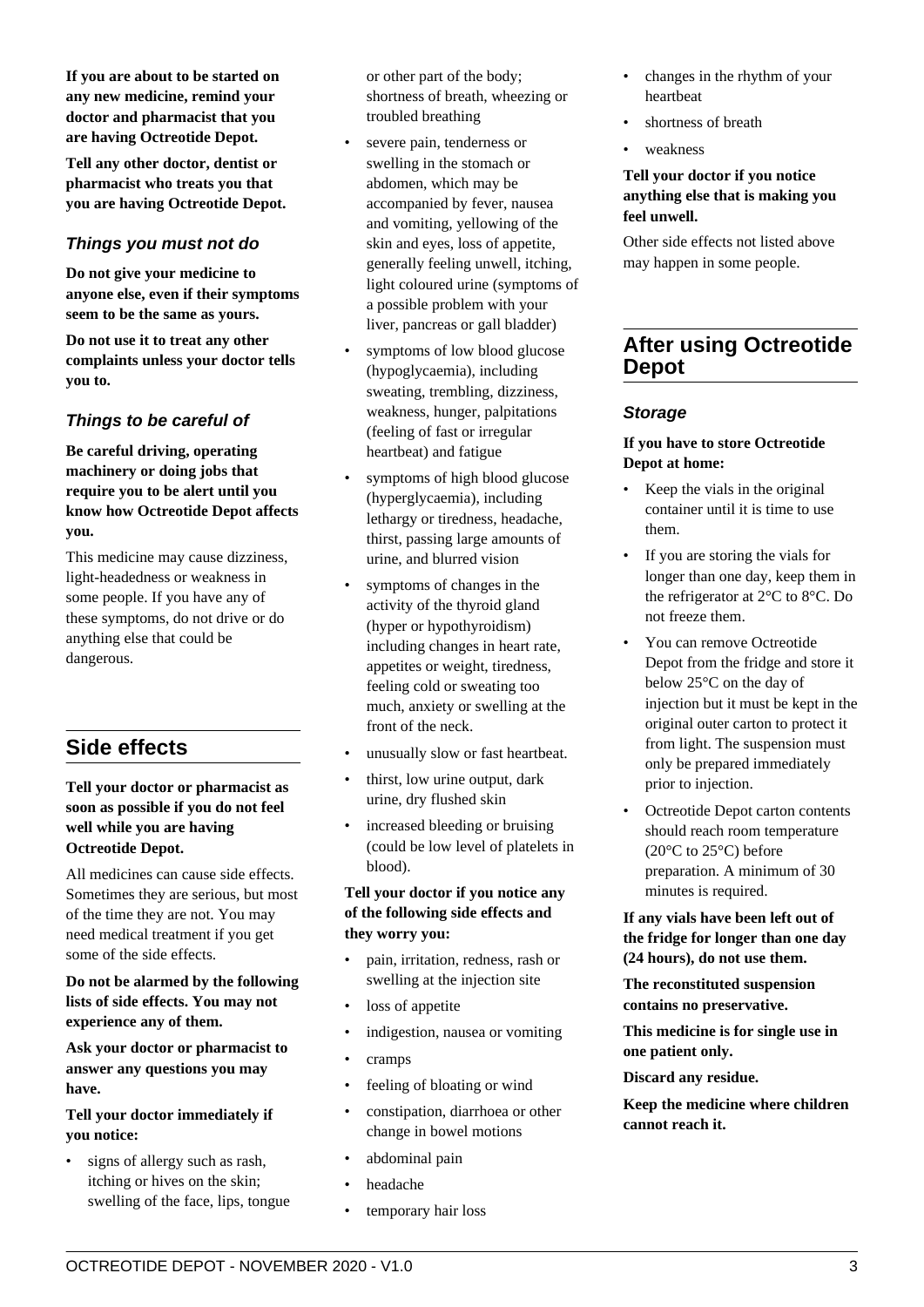**If you are about to be started on any new medicine, remind your doctor and pharmacist that you are having Octreotide Depot.**

**Tell any other doctor, dentist or pharmacist who treats you that you are having Octreotide Depot.**

### *Things you must not do*

**Do not give your medicine to anyone else, even if their symptoms seem to be the same as yours.**

**Do not use it to treat any other complaints unless your doctor tells you to.**

### *Things to be careful of*

**Be careful driving, operating machinery or doing jobs that require you to be alert until you know how Octreotide Depot affects you.**

This medicine may cause dizziness, light-headedness or weakness in some people. If you have any of these symptoms, do not drive or do anything else that could be dangerous.

## Side effects

**Tell your doctor or pharmacist as soon as possible if you do not feel well while you are having Octreotide Depot.**

All medicines can cause side effects. Sometimes they are serious, but most of the time they are not. You may need medical treatment if you get some of the side effects.

**Do not be alarmed by the following lists of side effects. You may not experience any of them.**

**Ask your doctor or pharmacist to answer any questions you may have.**

**Tell your doctor immediately if you notice:**

- signs of allergy such as rash, itching or hives on the skin; swelling of the face, lips, tongue or other part of the body; shortness of breath, wheezing or troubled breathing
- severe pain, tenderness or swelling in the stomach or abdomen, which may be accompanied by fever, nausea and vomiting, yellowing of the skin and eyes, loss of appetite, generally feeling unwell, itching, light coloured urine (symptoms of a possible problem with your liver, pancreas or gall bladder)
- symptoms of low blood glucose (hypoglycaemia), including sweating, trembling, dizziness, weakness, hunger, palpitations (feeling of fast or irregular heartbeat) and fatigue
- symptoms of high blood glucose (hyperglycaemia), including lethargy or tiredness, headache, thirst, passing large amounts of urine, and blurred vision
- symptoms of changes in the activity of the thyroid gland (hyper or hypothyroidism) including changes in heart rate, appetites or weight, tiredness, feeling cold or sweating too much, anxiety or swelling at the front of the neck.
- unusually slow or fast heartbeat.
- thirst, low urine output, dark urine, dry flushed skin
- increased bleeding or bruising (could be low level of platelets in blood).

**Tell your doctor if you notice any of the following side effects and they worry you:**

- pain, irritation, redness, rash or swelling at the injection site
- loss of appetite
- indigestion, nausea or vomiting
- cramps
- feeling of bloating or wind
- constipation, diarrhoea or other change in bowel motions
- abdominal pain
- headache
- temporary hair loss
- changes in the rhythm of your heartbeat
- shortness of breath
- weakness

**Tell your doctor if you notice anything else that is making you feel unwell.**

Other side effects not listed above may happen in some people.

## After using Octreotide Depot

### *Storage*

**If you have to store Octreotide Depot at home:**

- Keep the vials in the original container until it is time to use them.
- If you are storing the vials for longer than one day, keep them in the refrigerator at 2°C to 8°C. Do not freeze them.
- You can remove Octreotide Depot from the fridge and store it below 25°C on the day of injection but it must be kept in the original outer carton to protect it from light. The suspension must only be prepared immediately prior to injection.
- Octreotide Depot carton contents should reach room temperature (20°C to 25°C) before preparation. A minimum of 30 minutes is required.

**If any vials have been left out of the fridge for longer than one day (24 hours), do not use them.**

**The reconstituted suspension contains no preservative.**

**This medicine is for single use in one patient only.**

**Discard any residue.**

**Keep the medicine where children cannot reach it.**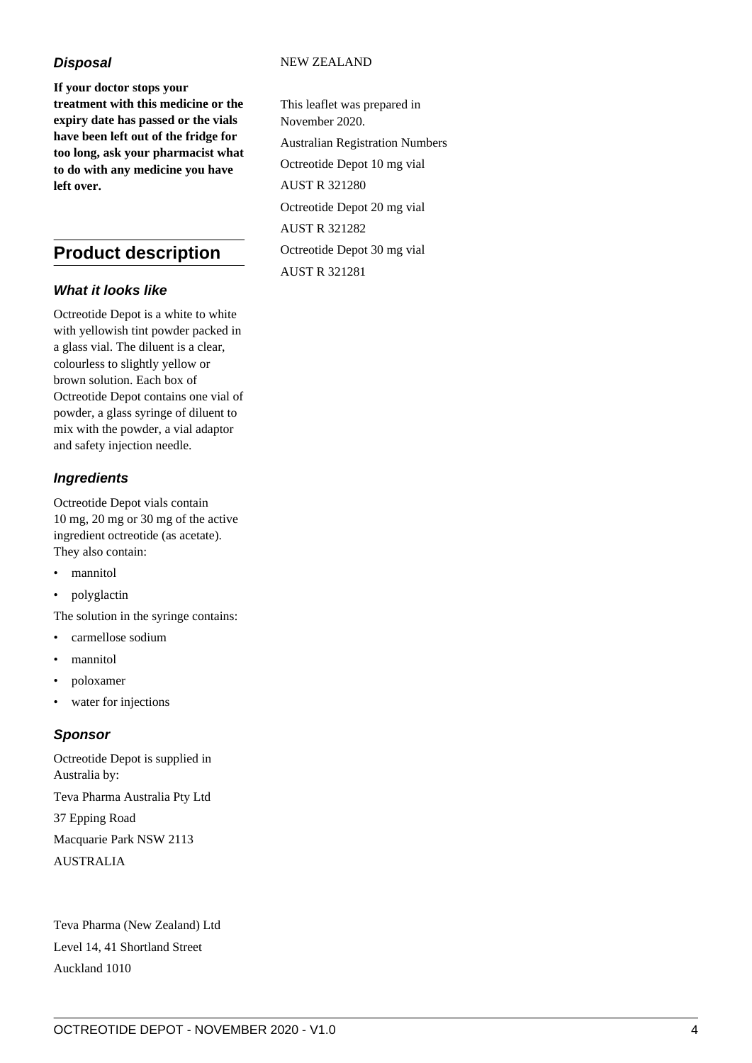### *Disposal*

**If your doctor stops your treatment with this medicine or the expiry date has passed or the vials have been left out of the fridge for too long, ask your pharmacist what to do with any medicine you have left over.**

## Product description

### *What it looks like*

Octreotide Depot is a white to white with yellowish tint powder packed in a glass vial. The diluent is a clear, colourless to slightly yellow or brown solution. Each box of Octreotide Depot contains one vial of powder, a glass syringe of diluent to mix with the powder, a vial adaptor and safety injection needle.

### *Ingredients*

Octreotide Depot vials contain 10 mg, 20 mg or 30 mg of the active ingredient octreotide (as acetate). They also contain:

- mannitol
- polyglactin

The solution in the syringe contains:

- carmellose sodium
- mannitol
- poloxamer
- water for injections

### *Sponsor*

Octreotide Depot is supplied in Australia by:

Teva Pharma Australia Pty Ltd

37 Epping Road

Macquarie Park NSW 2113

AUSTRALIA

Teva Pharma (New Zealand) Ltd

Level 14, 41 Shortland Street

Auckland 1010

NEW ZEALAND

This leaflet was prepared in November 2020.

Australian Registration Numbers

Octreotide Depot 10 mg vial

AUST R 321280

Octreotide Depot 20 mg vial

AUST R 321282

Octreotide Depot 30 mg vial

AUST R 321281